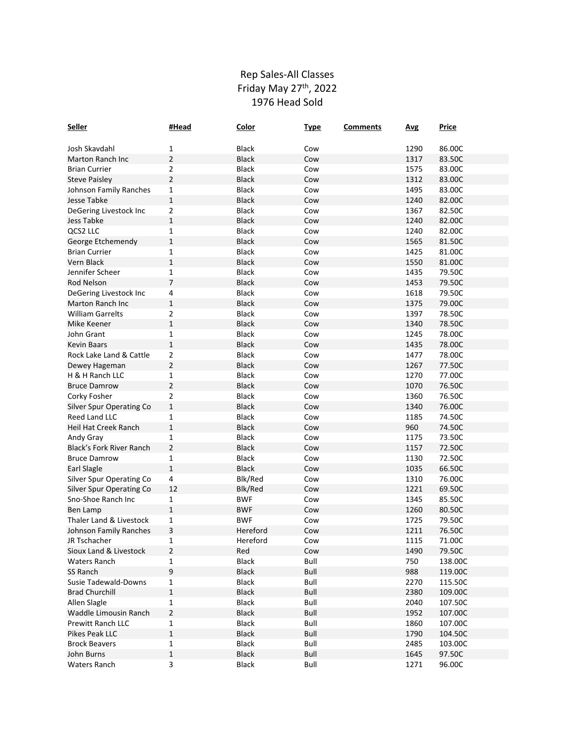# Rep Sales-All Classes
## Friday May 27th, 2022
## 1976 Head Sold

| Seller | #Head | Color | Type | Comments | Avg | Price |
|---|---|---|---|---|---|---|
| Josh Skavdahl | 1 | Black | Cow | | 1290 | 86.00C |
| Marton Ranch Inc | 2 | Black | Cow | | 1317 | 83.50C |
| Brian Currier | 2 | Black | Cow | | 1575 | 83.00C |
| Steve Paisley | 2 | Black | Cow | | 1312 | 83.00C |
| Johnson Family Ranches | 1 | Black | Cow | | 1495 | 83.00C |
| Jesse Tabke | 1 | Black | Cow | | 1240 | 82.00C |
| DeGering Livestock Inc | 2 | Black | Cow | | 1367 | 82.50C |
| Jess Tabke | 1 | Black | Cow | | 1240 | 82.00C |
| QCS2 LLC | 1 | Black | Cow | | 1240 | 82.00C |
| George Etchemendy | 1 | Black | Cow | | 1565 | 81.50C |
| Brian Currier | 1 | Black | Cow | | 1425 | 81.00C |
| Vern Black | 1 | Black | Cow | | 1550 | 81.00C |
| Jennifer Scheer | 1 | Black | Cow | | 1435 | 79.50C |
| Rod Nelson | 7 | Black | Cow | | 1453 | 79.50C |
| DeGering Livestock Inc | 4 | Black | Cow | | 1618 | 79.50C |
| Marton Ranch Inc | 1 | Black | Cow | | 1375 | 79.00C |
| William Garrelts | 2 | Black | Cow | | 1397 | 78.50C |
| Mike Keener | 1 | Black | Cow | | 1340 | 78.50C |
| John Grant | 1 | Black | Cow | | 1245 | 78.00C |
| Kevin Baars | 1 | Black | Cow | | 1435 | 78.00C |
| Rock Lake Land & Cattle | 2 | Black | Cow | | 1477 | 78.00C |
| Dewey Hageman | 2 | Black | Cow | | 1267 | 77.50C |
| H & H Ranch LLC | 1 | Black | Cow | | 1270 | 77.00C |
| Bruce Damrow | 2 | Black | Cow | | 1070 | 76.50C |
| Corky Fosher | 2 | Black | Cow | | 1360 | 76.50C |
| Silver Spur Operating Co | 1 | Black | Cow | | 1340 | 76.00C |
| Reed Land LLC | 1 | Black | Cow | | 1185 | 74.50C |
| Heil Hat Creek Ranch | 1 | Black | Cow | | 960 | 74.50C |
| Andy Gray | 1 | Black | Cow | | 1175 | 73.50C |
| Black's Fork River Ranch | 2 | Black | Cow | | 1157 | 72.50C |
| Bruce Damrow | 1 | Black | Cow | | 1130 | 72.50C |
| Earl Slagle | 1 | Black | Cow | | 1035 | 66.50C |
| Silver Spur Operating Co | 4 | Blk/Red | Cow | | 1310 | 76.00C |
| Silver Spur Operating Co | 12 | Blk/Red | Cow | | 1221 | 69.50C |
| Sno-Shoe Ranch Inc | 1 | BWF | Cow | | 1345 | 85.50C |
| Ben Lamp | 1 | BWF | Cow | | 1260 | 80.50C |
| Thaler Land & Livestock | 1 | BWF | Cow | | 1725 | 79.50C |
| Johnson Family Ranches | 3 | Hereford | Cow | | 1211 | 76.50C |
| JR Tschacher | 1 | Hereford | Cow | | 1115 | 71.00C |
| Sioux Land & Livestock | 2 | Red | Cow | | 1490 | 79.50C |
| Waters Ranch | 1 | Black | Bull | | 750 | 138.00C |
| SS Ranch | 9 | Black | Bull | | 988 | 119.00C |
| Susie Tadewald-Downs | 1 | Black | Bull | | 2270 | 115.50C |
| Brad Churchill | 1 | Black | Bull | | 2380 | 109.00C |
| Allen Slagle | 1 | Black | Bull | | 2040 | 107.50C |
| Waddle Limousin Ranch | 2 | Black | Bull | | 1952 | 107.00C |
| Prewitt Ranch LLC | 1 | Black | Bull | | 1860 | 107.00C |
| Pikes Peak LLC | 1 | Black | Bull | | 1790 | 104.50C |
| Brock Beavers | 1 | Black | Bull | | 2485 | 103.00C |
| John Burns | 1 | Black | Bull | | 1645 | 97.50C |
| Waters Ranch | 3 | Black | Bull | | 1271 | 96.00C |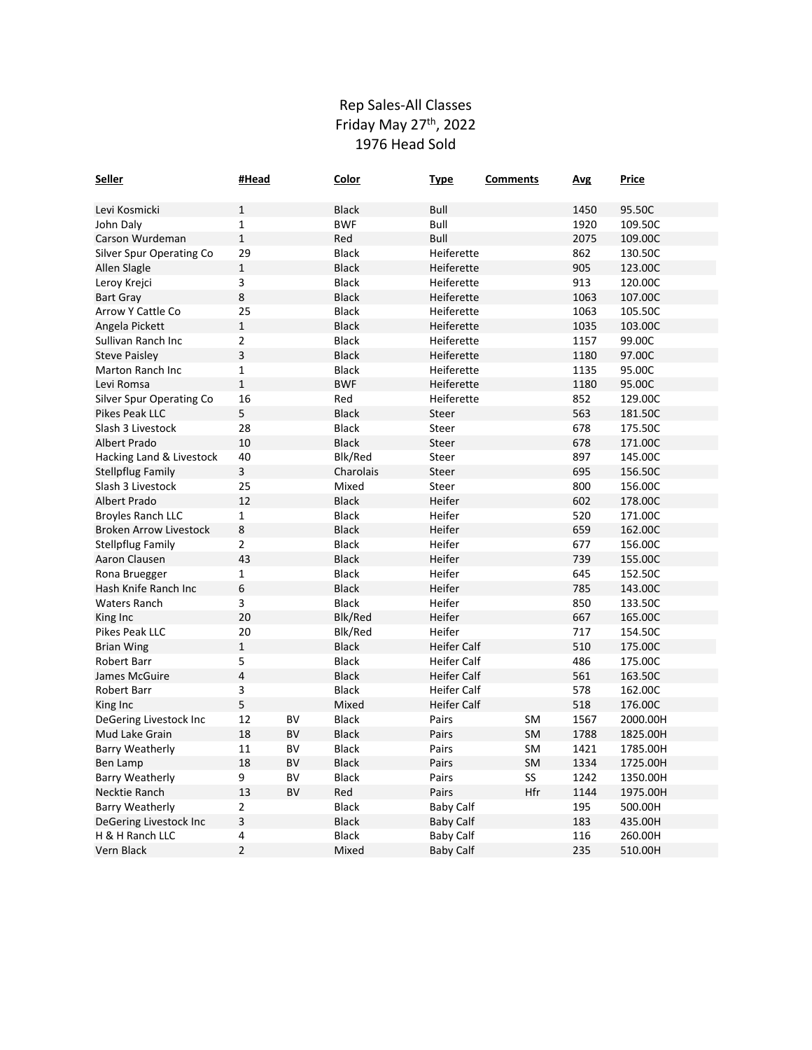# Rep Sales-All Classes

Friday May 27th, 2022

1976 Head Sold

| Seller | #Head | | Color | Type | Comments | Avg | Price |
|---|---|---|---|---|---|---|---|
| Levi Kosmicki | 1 | | Black | Bull | | 1450 | 95.50C |
| John Daly | 1 | | BWF | Bull | | 1920 | 109.50C |
| Carson Wurdeman | 1 | | Red | Bull | | 2075 | 109.00C |
| Silver Spur Operating Co | 29 | | Black | Heiferette | | 862 | 130.50C |
| Allen Slagle | 1 | | Black | Heiferette | | 905 | 123.00C |
| Leroy Krejci | 3 | | Black | Heiferette | | 913 | 120.00C |
| Bart Gray | 8 | | Black | Heiferette | | 1063 | 107.00C |
| Arrow Y Cattle Co | 25 | | Black | Heiferette | | 1063 | 105.50C |
| Angela Pickett | 1 | | Black | Heiferette | | 1035 | 103.00C |
| Sullivan Ranch Inc | 2 | | Black | Heiferette | | 1157 | 99.00C |
| Steve Paisley | 3 | | Black | Heiferette | | 1180 | 97.00C |
| Marton Ranch Inc | 1 | | Black | Heiferette | | 1135 | 95.00C |
| Levi Romsa | 1 | | BWF | Heiferette | | 1180 | 95.00C |
| Silver Spur Operating Co | 16 | | Red | Heiferette | | 852 | 129.00C |
| Pikes Peak LLC | 5 | | Black | Steer | | 563 | 181.50C |
| Slash 3 Livestock | 28 | | Black | Steer | | 678 | 175.50C |
| Albert Prado | 10 | | Black | Steer | | 678 | 171.00C |
| Hacking Land & Livestock | 40 | | Blk/Red | Steer | | 897 | 145.00C |
| Stellpflug Family | 3 | | Charolais | Steer | | 695 | 156.50C |
| Slash 3 Livestock | 25 | | Mixed | Steer | | 800 | 156.00C |
| Albert Prado | 12 | | Black | Heifer | | 602 | 178.00C |
| Broyles Ranch LLC | 1 | | Black | Heifer | | 520 | 171.00C |
| Broken Arrow Livestock | 8 | | Black | Heifer | | 659 | 162.00C |
| Stellpflug Family | 2 | | Black | Heifer | | 677 | 156.00C |
| Aaron Clausen | 43 | | Black | Heifer | | 739 | 155.00C |
| Rona Bruegger | 1 | | Black | Heifer | | 645 | 152.50C |
| Hash Knife Ranch Inc | 6 | | Black | Heifer | | 785 | 143.00C |
| Waters Ranch | 3 | | Black | Heifer | | 850 | 133.50C |
| King Inc | 20 | | Blk/Red | Heifer | | 667 | 165.00C |
| Pikes Peak LLC | 20 | | Blk/Red | Heifer | | 717 | 154.50C |
| Brian Wing | 1 | | Black | Heifer Calf | | 510 | 175.00C |
| Robert Barr | 5 | | Black | Heifer Calf | | 486 | 175.00C |
| James McGuire | 4 | | Black | Heifer Calf | | 561 | 163.50C |
| Robert Barr | 3 | | Black | Heifer Calf | | 578 | 162.00C |
| King Inc | 5 | | Mixed | Heifer Calf | | 518 | 176.00C |
| DeGering Livestock Inc | 12 | BV | Black | Pairs | SM | 1567 | 2000.00H |
| Mud Lake Grain | 18 | BV | Black | Pairs | SM | 1788 | 1825.00H |
| Barry Weatherly | 11 | BV | Black | Pairs | SM | 1421 | 1785.00H |
| Ben Lamp | 18 | BV | Black | Pairs | SM | 1334 | 1725.00H |
| Barry Weatherly | 9 | BV | Black | Pairs | SS | 1242 | 1350.00H |
| Necktie Ranch | 13 | BV | Red | Pairs | Hfr | 1144 | 1975.00H |
| Barry Weatherly | 2 | | Black | Baby Calf | | 195 | 500.00H |
| DeGering Livestock Inc | 3 | | Black | Baby Calf | | 183 | 435.00H |
| H & H Ranch LLC | 4 | | Black | Baby Calf | | 116 | 260.00H |
| Vern Black | 2 | | Mixed | Baby Calf | | 235 | 510.00H |